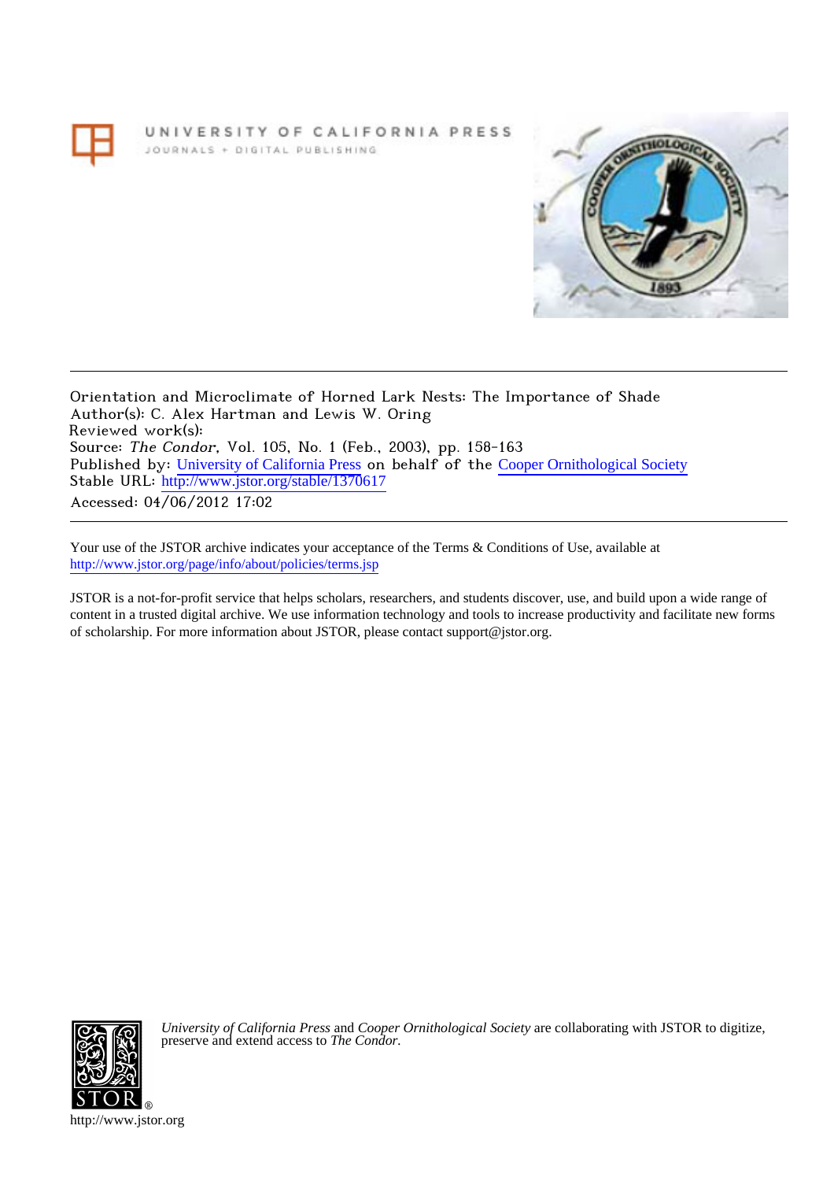UNIVERSITY OF CALIFORNIA PRESS
JOURNALS + DIGITAL PUBLISHING

Orientation and Microclimate of Horned Lark Nests: The Importance of Shade
Author(s): C. Alex Hartman and Lewis W. Oring
Reviewed work(s):
Source: *The Condor*, Vol. 105, No. 1 (Feb., 2003), pp. 158-163
Published by: University of California Press on behalf of the Cooper Ornithological Society
Stable URL: http://www.jstor.org/stable/1370617
Accessed: 04/06/2012 17:02

Your use of the JSTOR archive indicates your acceptance of the Terms & Conditions of Use, available at
http://www.jstor.org/page/info/about/policies/terms.jsp

JSTOR is a not-for-profit service that helps scholars, researchers, and students discover, use, and build upon a wide range of content in a trusted digital archive. We use information technology and tools to increase productivity and facilitate new forms of scholarship. For more information about JSTOR, please contact support@jstor.org.

*University of California Press* and *Cooper Ornithological Society* are collaborating with JSTOR to digitize, preserve and extend access to *The Condor.*

http://www.jstor.org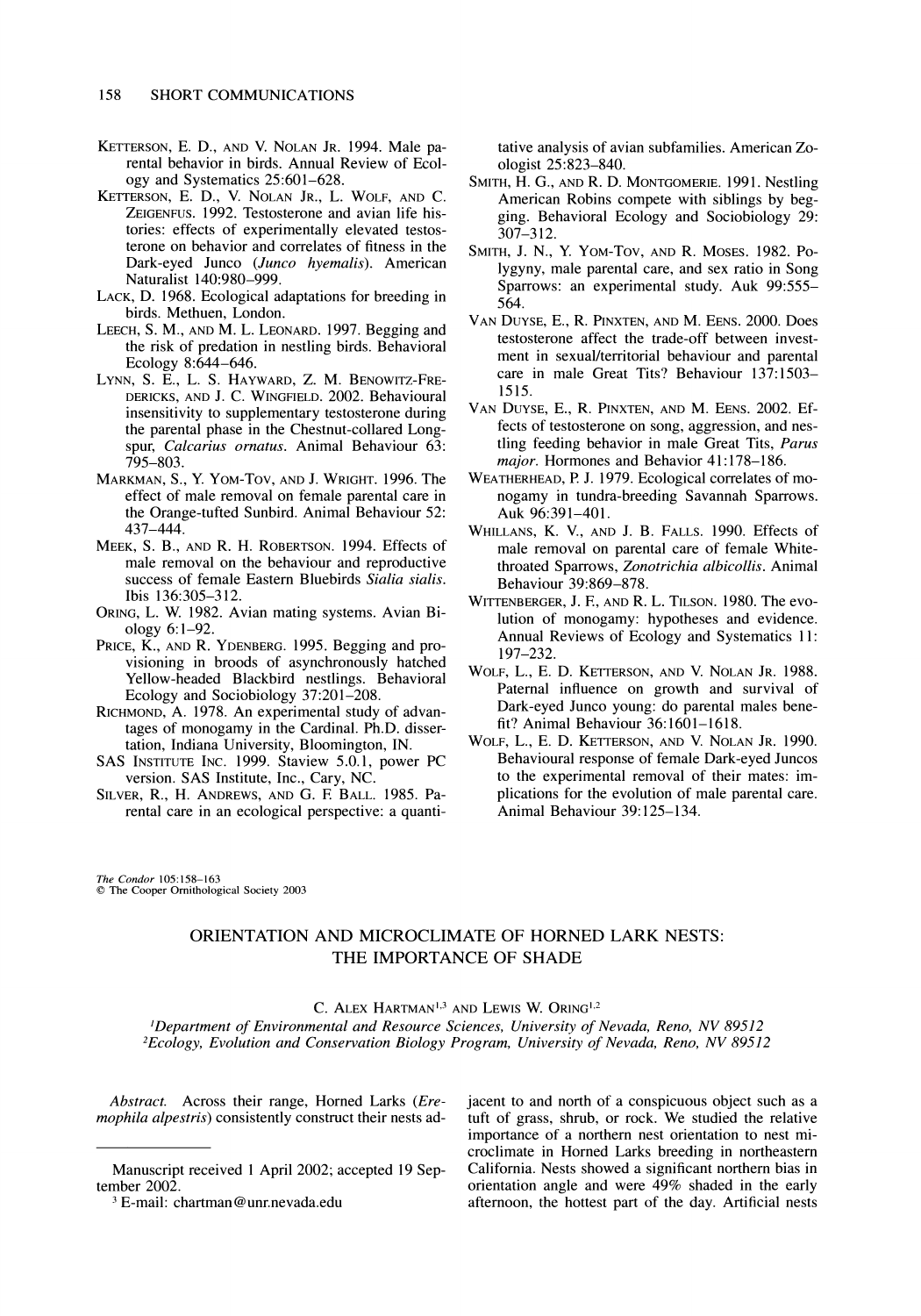KETTERSON, E. D., AND V. NOLAN JR. 1994. Male parental behavior in birds. Annual Review of Ecology and Systematics 25:601–628.

KETTERSON, E. D., V. NOLAN JR., L. WOLF, AND C. ZEIGENFUS. 1992. Testosterone and avian life histories: effects of experimentally elevated testosterone on behavior and correlates of fitness in the Dark-eyed Junco (*Junco hyemalis*). American Naturalist 140:980–999.

LACK, D. 1968. Ecological adaptations for breeding in birds. Methuen, London.

LEECH, S. M., AND M. L. LEONARD. 1997. Begging and the risk of predation in nestling birds. Behavioral Ecology 8:644–646.

LYNN, S. E., L. S. HAYWARD, Z. M. BENOWITZ-FREDERICKS, AND J. C. WINGFIELD. 2002. Behavioural insensitivity to supplementary testosterone during the parental phase in the Chestnut-collared Longspur, *Calcarius ornatus*. Animal Behaviour 63: 795–803.

MARKMAN, S., Y. YOM-TOV, AND J. WRIGHT. 1996. The effect of male removal on female parental care in the Orange-tufted Sunbird. Animal Behaviour 52: 437–444.

MEEK, S. B., AND R. H. ROBERTSON. 1994. Effects of male removal on the behaviour and reproductive success of female Eastern Bluebirds *Sialia sialis*. Ibis 136:305–312.

ORING, L. W. 1982. Avian mating systems. Avian Biology 6:1–92.

PRICE, K., AND R. YDENBERG. 1995. Begging and provisioning in broods of asynchronously hatched Yellow-headed Blackbird nestlings. Behavioral Ecology and Sociobiology 37:201–208.

RICHMOND, A. 1978. An experimental study of advantages of monogamy in the Cardinal. Ph.D. dissertation, Indiana University, Bloomington, IN.

SAS INSTITUTE INC. 1999. Staview 5.0.1, power PC version. SAS Institute, Inc., Cary, NC.

SILVER, R., H. ANDREWS, AND G. F. BALL. 1985. Parental care in an ecological perspective: a quantitative analysis of avian subfamilies. American Zoologist 25:823–840.

SMITH, H. G., AND R. D. MONTGOMERIE. 1991. Nestling American Robins compete with siblings by begging. Behavioral Ecology and Sociobiology 29: 307–312.

SMITH, J. N., Y. YOM-TOV, AND R. MOSES. 1982. Polygyny, male parental care, and sex ratio in Song Sparrows: an experimental study. Auk 99:555–564.

VAN DUYSE, E., R. PINXTEN, AND M. EENS. 2000. Does testosterone affect the trade-off between investment in sexual/territorial behaviour and parental care in male Great Tits? Behaviour 137:1503–1515.

VAN DUYSE, E., R. PINXTEN, AND M. EENS. 2002. Effects of testosterone on song, aggression, and nestling feeding behavior in male Great Tits, *Parus major*. Hormones and Behavior 41:178–186.

WEATHERHEAD, P. J. 1979. Ecological correlates of monogamy in tundra-breeding Savannah Sparrows. Auk 96:391–401.

WHILLANS, K. V., AND J. B. FALLS. 1990. Effects of male removal on parental care of female White-throated Sparrows, *Zonotrichia albicollis*. Animal Behaviour 39:869–878.

WITTENBERGER, J. F., AND R. L. TILSON. 1980. The evolution of monogamy: hypotheses and evidence. Annual Reviews of Ecology and Systematics 11: 197–232.

WOLF, L., E. D. KETTERSON, AND V. NOLAN JR. 1988. Paternal influence on growth and survival of Dark-eyed Junco young: do parental males benefit? Animal Behaviour 36:1601–1618.

WOLF, L., E. D. KETTERSON, AND V. NOLAN JR. 1990. Behavioural response of female Dark-eyed Juncos to the experimental removal of their mates: implications for the evolution of male parental care. Animal Behaviour 39:125–134.

*The Condor* 105:158–163
© The Cooper Ornithological Society 2003

## ORIENTATION AND MICROCLIMATE OF HORNED LARK NESTS: THE IMPORTANCE OF SHADE

C. ALEX HARTMAN[1,3] AND LEWIS W. ORING[1,2]

[1]Department of Environmental and Resource Sciences, University of Nevada, Reno, NV 89512
[2]Ecology, Evolution and Conservation Biology Program, University of Nevada, Reno, NV 89512

*Abstract.* Across their range, Horned Larks (*Eremophila alpestris*) consistently construct their nests adjacent to and north of a conspicuous object such as a tuft of grass, shrub, or rock. We studied the relative importance of a northern nest orientation to nest microclimate in Horned Larks breeding in northeastern California. Nests showed a significant northern bias in orientation angle and were 49% shaded in the early afternoon, the hottest part of the day. Artificial nests

Manuscript received 1 April 2002; accepted 19 September 2002.

[3] E-mail: chartman@unr.nevada.edu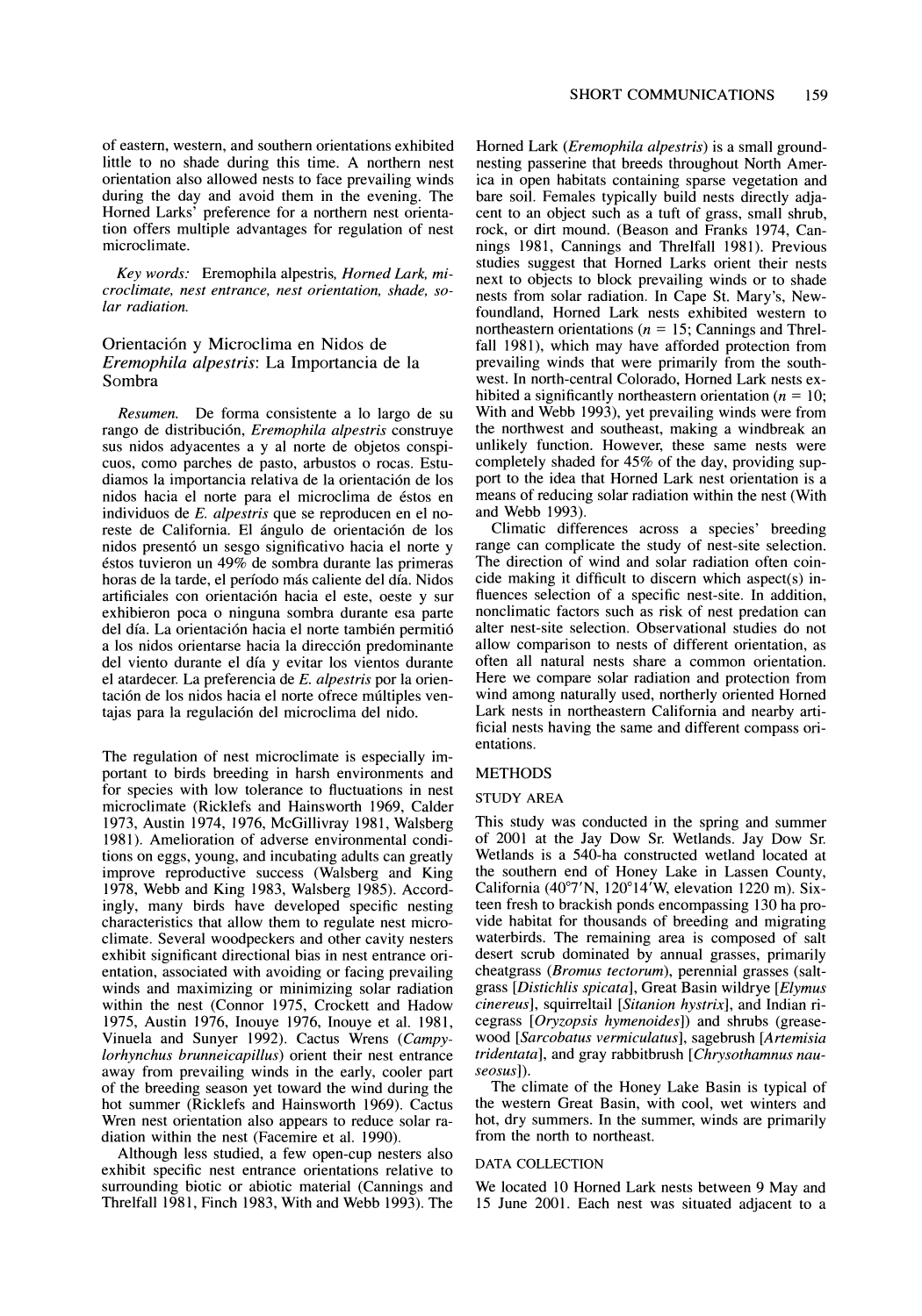of eastern, western, and southern orientations exhibited little to no shade during this time. A northern nest orientation also allowed nests to face prevailing winds during the day and avoid them in the evening. The Horned Larks' preference for a northern nest orientation offers multiple advantages for regulation of nest microclimate.

*Key words:* Eremophila alpestris, *Horned Lark, microclimate, nest entrance, nest orientation, shade, solar radiation.*

## Orientación y Microclima en Nidos de *Eremophila alpestris*: La Importancia de la Sombra

*Resumen.* De forma consistente a lo largo de su rango de distribución, *Eremophila alpestris* construye sus nidos adyacentes a y al norte de objetos conspicuos, como parches de pasto, arbustos o rocas. Estudiamos la importancia relativa de la orientación de los nidos hacia el norte para el microclima de éstos en individuos de *E. alpestris* que se reproducen en el noreste de California. El ángulo de orientación de los nidos presentó un sesgo significativo hacia el norte y éstos tuvieron un 49% de sombra durante las primeras horas de la tarde, el período más caliente del día. Nidos artificiales con orientación hacia el este, oeste y sur exhibieron poca o ninguna sombra durante esa parte del día. La orientación hacia el norte también permitió a los nidos orientarse hacia la dirección predominante del viento durante el día y evitar los vientos durante el atardecer. La preferencia de *E. alpestris* por la orientación de los nidos hacia el norte ofrece múltiples ventajas para la regulación del microclima del nido.

The regulation of nest microclimate is especially important to birds breeding in harsh environments and for species with low tolerance to fluctuations in nest microclimate (Ricklefs and Hainsworth 1969, Calder 1973, Austin 1974, 1976, McGillivray 1981, Walsberg 1981). Amelioration of adverse environmental conditions on eggs, young, and incubating adults can greatly improve reproductive success (Walsberg and King 1978, Webb and King 1983, Walsberg 1985). Accordingly, many birds have developed specific nesting characteristics that allow them to regulate nest microclimate. Several woodpeckers and other cavity nesters exhibit significant directional bias in nest entrance orientation, associated with avoiding or facing prevailing winds and maximizing or minimizing solar radiation within the nest (Connor 1975, Crockett and Hadow 1975, Austin 1976, Inouye 1976, Inouye et al. 1981, Vinuela and Sunyer 1992). Cactus Wrens (*Campylorhynchus brunneicapillus*) orient their nest entrance away from prevailing winds in the early, cooler part of the breeding season yet toward the wind during the hot summer (Ricklefs and Hainsworth 1969). Cactus Wren nest orientation also appears to reduce solar radiation within the nest (Facemire et al. 1990).

Although less studied, a few open-cup nesters also exhibit specific nest entrance orientations relative to surrounding biotic or abiotic material (Cannings and Threlfall 1981, Finch 1983, With and Webb 1993). The Horned Lark (*Eremophila alpestris*) is a small ground-nesting passerine that breeds throughout North America in open habitats containing sparse vegetation and bare soil. Females typically build nests directly adjacent to an object such as a tuft of grass, small shrub, rock, or dirt mound. (Beason and Franks 1974, Cannings 1981, Cannings and Threlfall 1981). Previous studies suggest that Horned Larks orient their nests next to objects to block prevailing winds or to shade nests from solar radiation. In Cape St. Mary's, Newfoundland, Horned Lark nests exhibited western to northeastern orientations ($n = 15$; Cannings and Threlfall 1981), which may have afforded protection from prevailing winds that were primarily from the southwest. In north-central Colorado, Horned Lark nests exhibited a significantly northeastern orientation ($n = 10$; With and Webb 1993), yet prevailing winds were from the northwest and southeast, making a windbreak an unlikely function. However, these same nests were completely shaded for 45% of the day, providing support to the idea that Horned Lark nest orientation is a means of reducing solar radiation within the nest (With and Webb 1993).

Climatic differences across a species' breeding range can complicate the study of nest-site selection. The direction of wind and solar radiation often coincide making it difficult to discern which aspect(s) influences selection of a specific nest-site. In addition, nonclimatic factors such as risk of nest predation can alter nest-site selection. Observational studies do not allow comparison to nests of different orientation, as often all natural nests share a common orientation. Here we compare solar radiation and protection from wind among naturally used, northerly oriented Horned Lark nests in northeastern California and nearby artificial nests having the same and different compass orientations.

## METHODS

### STUDY AREA

This study was conducted in the spring and summer of 2001 at the Jay Dow Sr. Wetlands. Jay Dow Sr. Wetlands is a 540-ha constructed wetland located at the southern end of Honey Lake in Lassen County, California (40°7′N, 120°14′W, elevation 1220 m). Sixteen fresh to brackish ponds encompassing 130 ha provide habitat for thousands of breeding and migrating waterbirds. The remaining area is composed of salt desert scrub dominated by annual grasses, primarily cheatgrass (*Bromus tectorum*), perennial grasses (saltgrass [*Distichlis spicata*], Great Basin wildrye [*Elymus cinereus*], squirreltail [*Sitanion hystrix*], and Indian ricegrass [*Oryzopsis hymenoides*]) and shrubs (greasewood [*Sarcobatus vermiculatus*], sagebrush [*Artemisia tridentata*], and gray rabbitbrush [*Chrysothamnus nauseosus*]).

The climate of the Honey Lake Basin is typical of the western Great Basin, with cool, wet winters and hot, dry summers. In the summer, winds are primarily from the north to northeast.

### DATA COLLECTION

We located 10 Horned Lark nests between 9 May and 15 June 2001. Each nest was situated adjacent to a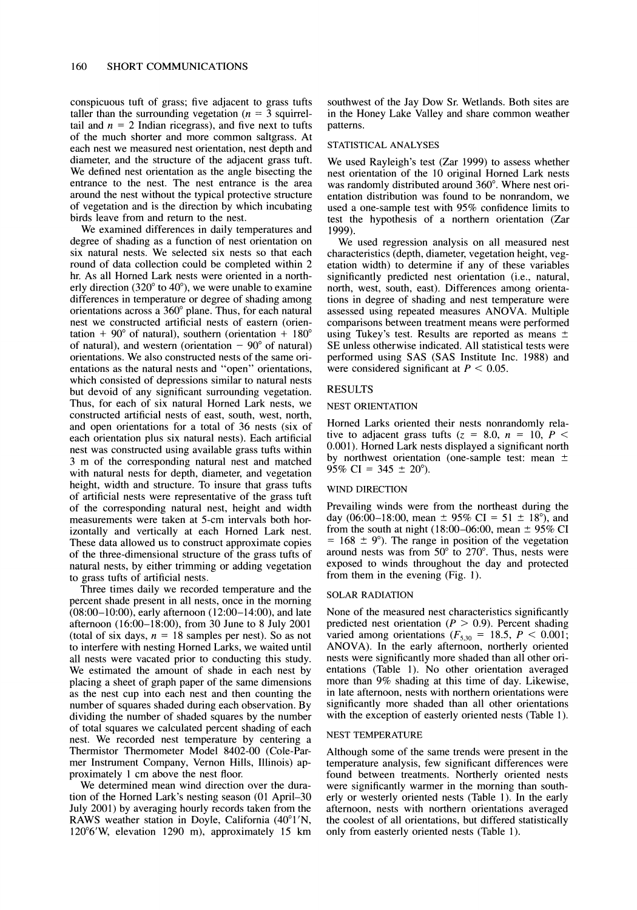conspicuous tuft of grass; five adjacent to grass tufts taller than the surrounding vegetation ($n$ = 3 squirreltail and $n$ = 2 Indian ricegrass), and five next to tufts of the much shorter and more common saltgrass. At each nest we measured nest orientation, nest depth and diameter, and the structure of the adjacent grass tuft. We defined nest orientation as the angle bisecting the entrance to the nest. The nest entrance is the area around the nest without the typical protective structure of vegetation and is the direction by which incubating birds leave from and return to the nest.

We examined differences in daily temperatures and degree of shading as a function of nest orientation on six natural nests. We selected six nests so that each round of data collection could be completed within 2 hr. As all Horned Lark nests were oriented in a northerly direction (320° to 40°), we were unable to examine differences in temperature or degree of shading among orientations across a 360° plane. Thus, for each natural nest we constructed artificial nests of eastern (orientation + 90° of natural), southern (orientation + 180° of natural), and western (orientation − 90° of natural) orientations. We also constructed nests of the same orientations as the natural nests and "open" orientations, which consisted of depressions similar to natural nests but devoid of any significant surrounding vegetation. Thus, for each of six natural Horned Lark nests, we constructed artificial nests of east, south, west, north, and open orientations for a total of 36 nests (six of each orientation plus six natural nests). Each artificial nest was constructed using available grass tufts within 3 m of the corresponding natural nest and matched with natural nests for depth, diameter, and vegetation height, width and structure. To insure that grass tufts of artificial nests were representative of the grass tuft of the corresponding natural nest, height and width measurements were taken at 5-cm intervals both horizontally and vertically at each Horned Lark nest. These data allowed us to construct approximate copies of the three-dimensional structure of the grass tufts of natural nests, by either trimming or adding vegetation to grass tufts of artificial nests.

Three times daily we recorded temperature and the percent shade present in all nests, once in the morning (08:00–10:00), early afternoon (12:00–14:00), and late afternoon (16:00–18:00), from 30 June to 8 July 2001 (total of six days, $n$ = 18 samples per nest). So as not to interfere with nesting Horned Larks, we waited until all nests were vacated prior to conducting this study. We estimated the amount of shade in each nest by placing a sheet of graph paper of the same dimensions as the nest cup into each nest and then counting the number of squares shaded during each observation. By dividing the number of shaded squares by the number of total squares we calculated percent shading of each nest. We recorded nest temperature by centering a Thermistor Thermometer Model 8402-00 (Cole-Parmer Instrument Company, Vernon Hills, Illinois) approximately 1 cm above the nest floor.

We determined mean wind direction over the duration of the Horned Lark's nesting season (01 April–30 July 2001) by averaging hourly records taken from the RAWS weather station in Doyle, California (40°1′N, 120°6′W, elevation 1290 m), approximately 15 km southwest of the Jay Dow Sr. Wetlands. Both sites are in the Honey Lake Valley and share common weather patterns.

### STATISTICAL ANALYSES

We used Rayleigh's test (Zar 1999) to assess whether nest orientation of the 10 original Horned Lark nests was randomly distributed around 360°. Where nest orientation distribution was found to be nonrandom, we used a one-sample test with 95% confidence limits to test the hypothesis of a northern orientation (Zar 1999).

We used regression analysis on all measured nest characteristics (depth, diameter, vegetation height, vegetation width) to determine if any of these variables significantly predicted nest orientation (i.e., natural, north, west, south, east). Differences among orientations in degree of shading and nest temperature were assessed using repeated measures ANOVA. Multiple comparisons between treatment means were performed using Tukey's test. Results are reported as means ± SE unless otherwise indicated. All statistical tests were performed using SAS (SAS Institute Inc. 1988) and were considered significant at $P < 0.05$.

## RESULTS

### NEST ORIENTATION

Horned Larks oriented their nests nonrandomly relative to adjacent grass tufts ($z$ = 8.0, $n$ = 10, $P < 0.001$). Horned Lark nests displayed a significant north by northwest orientation (one-sample test: mean ± 95% CI = 345 ± 20°).

### WIND DIRECTION

Prevailing winds were from the northeast during the day (06:00–18:00, mean ± 95% CI = 51 ± 18°), and from the south at night (18:00–06:00, mean ± 95% CI = 168 ± 9°). The range in position of the vegetation around nests was from 50° to 270°. Thus, nests were exposed to winds throughout the day and protected from them in the evening (Fig. 1).

### SOLAR RADIATION

None of the measured nest characteristics significantly predicted nest orientation ($P > 0.9$). Percent shading varied among orientations ($F_{5,30}$ = 18.5, $P < 0.001$; ANOVA). In the early afternoon, northerly oriented nests were significantly more shaded than all other orientations (Table 1). No other orientation averaged more than 9% shading at this time of day. Likewise, in late afternoon, nests with northern orientations were significantly more shaded than all other orientations with the exception of easterly oriented nests (Table 1).

### NEST TEMPERATURE

Although some of the same trends were present in the temperature analysis, few significant differences were found between treatments. Northerly oriented nests were significantly warmer in the morning than southerly or westerly oriented nests (Table 1). In the early afternoon, nests with northern orientations averaged the coolest of all orientations, but differed statistically only from easterly oriented nests (Table 1).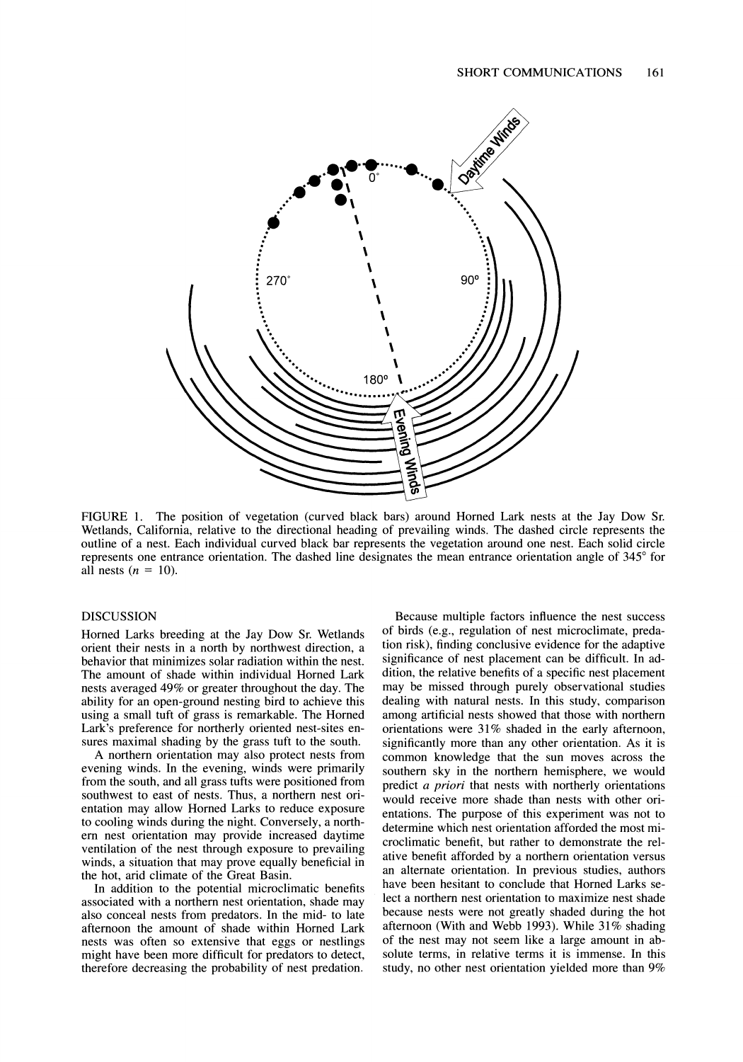FIGURE 1. The position of vegetation (curved black bars) around Horned Lark nests at the Jay Dow Sr. Wetlands, California, relative to the directional heading of prevailing winds. The dashed circle represents the outline of a nest. Each individual curved black bar represents the vegetation around one nest. Each solid circle represents one entrance orientation. The dashed line designates the mean entrance orientation angle of 345° for all nests ($n = 10$).

## DISCUSSION

Horned Larks breeding at the Jay Dow Sr. Wetlands orient their nests in a north by northwest direction, a behavior that minimizes solar radiation within the nest. The amount of shade within individual Horned Lark nests averaged 49% or greater throughout the day. The ability for an open-ground nesting bird to achieve this using a small tuft of grass is remarkable. The Horned Lark's preference for northerly oriented nest-sites ensures maximal shading by the grass tuft to the south.

A northern orientation may also protect nests from evening winds. In the evening, winds were primarily from the south, and all grass tufts were positioned from southwest to east of nests. Thus, a northern nest orientation may allow Horned Larks to reduce exposure to cooling winds during the night. Conversely, a northern nest orientation may provide increased daytime ventilation of the nest through exposure to prevailing winds, a situation that may prove equally beneficial in the hot, arid climate of the Great Basin.

In addition to the potential microclimatic benefits associated with a northern nest orientation, shade may also conceal nests from predators. In the mid- to late afternoon the amount of shade within Horned Lark nests was often so extensive that eggs or nestlings might have been more difficult for predators to detect, therefore decreasing the probability of nest predation.

Because multiple factors influence the nest success of birds (e.g., regulation of nest microclimate, predation risk), finding conclusive evidence for the adaptive significance of nest placement can be difficult. In addition, the relative benefits of a specific nest placement may be missed through purely observational studies dealing with natural nests. In this study, comparison among artificial nests showed that those with northern orientations were 31% shaded in the early afternoon, significantly more than any other orientation. As it is common knowledge that the sun moves across the southern sky in the northern hemisphere, we would predict *a priori* that nests with northerly orientations would receive more shade than nests with other orientations. The purpose of this experiment was not to determine which nest orientation afforded the most microclimatic benefit, but rather to demonstrate the relative benefit afforded by a northern orientation versus an alternate orientation. In previous studies, authors have been hesitant to conclude that Horned Larks select a northern nest orientation to maximize nest shade because nests were not greatly shaded during the hot afternoon (With and Webb 1993). While 31% shading of the nest may not seem like a large amount in absolute terms, in relative terms it is immense. In this study, no other nest orientation yielded more than 9%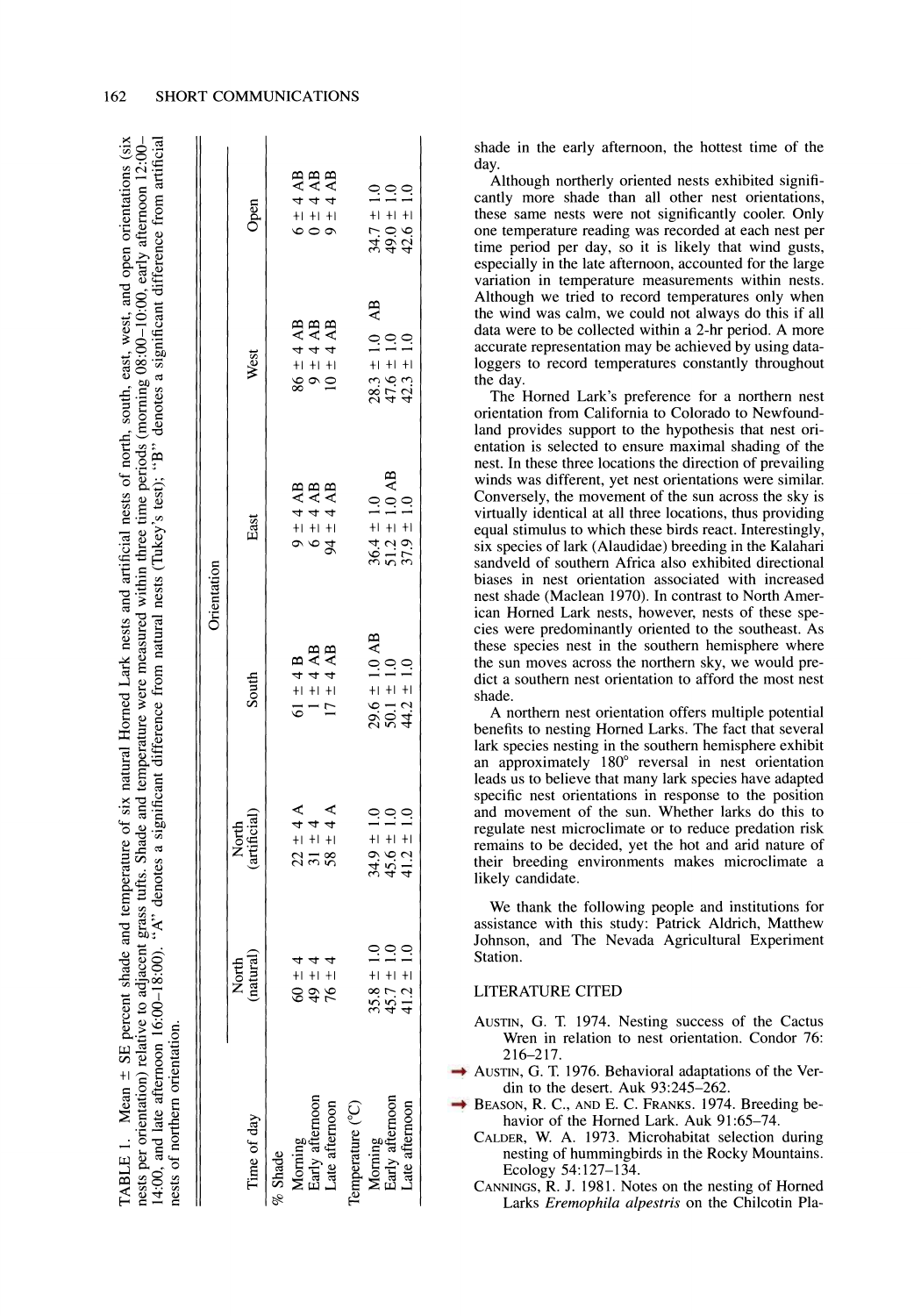TABLE 1. Mean ± SE percent shade and temperature of six natural Horned Lark nests and artificial nests of north, south, east, west, and open orientations (six nests per orientation) relative to adjacent grass tufts. Shade and temperature were measured within three time periods (morning 08:00–10:00, early afternoon 12:00–14:00, and late afternoon 16:00–18:00). "A" denotes a significant difference from natural nests (Tukey's test); "B" denotes a significant difference from artificial nests of northern orientation.

| Time of day | Orientation | | | | | |
|---|---|---|---|---|---|---|
| | North (natural) | North (artificial) | South | East | West | Open |
| % Shade | | | | | | |
| Morning | 60 ± 4 | 22 ± 4 A | 61 ± 4 B | 9 ± 4 AB | 86 ± 4 AB | 6 ± 4 AB |
| Early afternoon | 49 ± 4 | 31 ± 4 | 1 ± 4 AB | 6 ± 4 AB | 9 ± 4 AB | 0 ± 4 AB |
| Late afternoon | 76 ± 4 | 58 ± 4 A | 17 ± 4 AB | 94 ± 4 AB | 10 ± 4 AB | 9 ± 4 AB |
| Temperature (°C) | | | | | | |
| Morning | 35.8 ± 1.0 | 34.9 ± 1.0 | 29.6 ± 1.0 AB | 36.4 ± 1.0 | 28.3 ± 1.0 AB | 34.7 ± 1.0 |
| Early afternoon | 45.7 ± 1.0 | 45.6 ± 1.0 | 50.1 ± 1.0 | 51.2 ± 1.0 AB | 47.6 ± 1.0 | 49.0 ± 1.0 |
| Late afternoon | 41.2 ± 1.0 | 41.2 ± 1.0 | 44.2 ± 1.0 | 37.9 ± 1.0 | 42.3 ± 1.0 | 42.6 ± 1.0 |

shade in the early afternoon, the hottest time of the day.

Although northerly oriented nests exhibited significantly more shade than all other nest orientations, these same nests were not significantly cooler. Only one temperature reading was recorded at each nest per time period per day, so it is likely that wind gusts, especially in the late afternoon, accounted for the large variation in temperature measurements within nests. Although we tried to record temperatures only when the wind was calm, we could not always do this if all data were to be collected within a 2-hr period. A more accurate representation may be achieved by using dataloggers to record temperatures constantly throughout the day.

The Horned Lark's preference for a northern nest orientation from California to Colorado to Newfoundland provides support to the hypothesis that nest orientation is selected to ensure maximal shading of the nest. In these three locations the direction of prevailing winds was different, yet nest orientations were similar. Conversely, the movement of the sun across the sky is virtually identical at all three locations, thus providing equal stimulus to which these birds react. Interestingly, six species of lark (Alaudidae) breeding in the Kalahari sandveld of southern Africa also exhibited directional biases in nest orientation associated with increased nest shade (Maclean 1970). In contrast to North American Horned Lark nests, however, nests of these species were predominantly oriented to the southeast. As these species nest in the southern hemisphere where the sun moves across the northern sky, we would predict a southern nest orientation to afford the most nest shade.

A northern nest orientation offers multiple potential benefits to nesting Horned Larks. The fact that several lark species nesting in the southern hemisphere exhibit an approximately 180° reversal in nest orientation leads us to believe that many lark species have adapted specific nest orientations in response to the position and movement of the sun. Whether larks do this to regulate nest microclimate or to reduce predation risk remains to be decided, yet the hot and arid nature of their breeding environments makes microclimate a likely candidate.

We thank the following people and institutions for assistance with this study: Patrick Aldrich, Matthew Johnson, and The Nevada Agricultural Experiment Station.

## LITERATURE CITED

AUSTIN, G. T. 1974. Nesting success of the Cactus Wren in relation to nest orientation. Condor 76: 216–217.

AUSTIN, G. T. 1976. Behavioral adaptations of the Verdin to the desert. Auk 93:245–262.

BEASON, R. C., AND E. C. FRANKS. 1974. Breeding behavior of the Horned Lark. Auk 91:65–74.

CALDER, W. A. 1973. Microhabitat selection during nesting of hummingbirds in the Rocky Mountains. Ecology 54:127–134.

CANNINGS, R. J. 1981. Notes on the nesting of Horned Larks *Eremophila alpestris* on the Chilcotin Pla-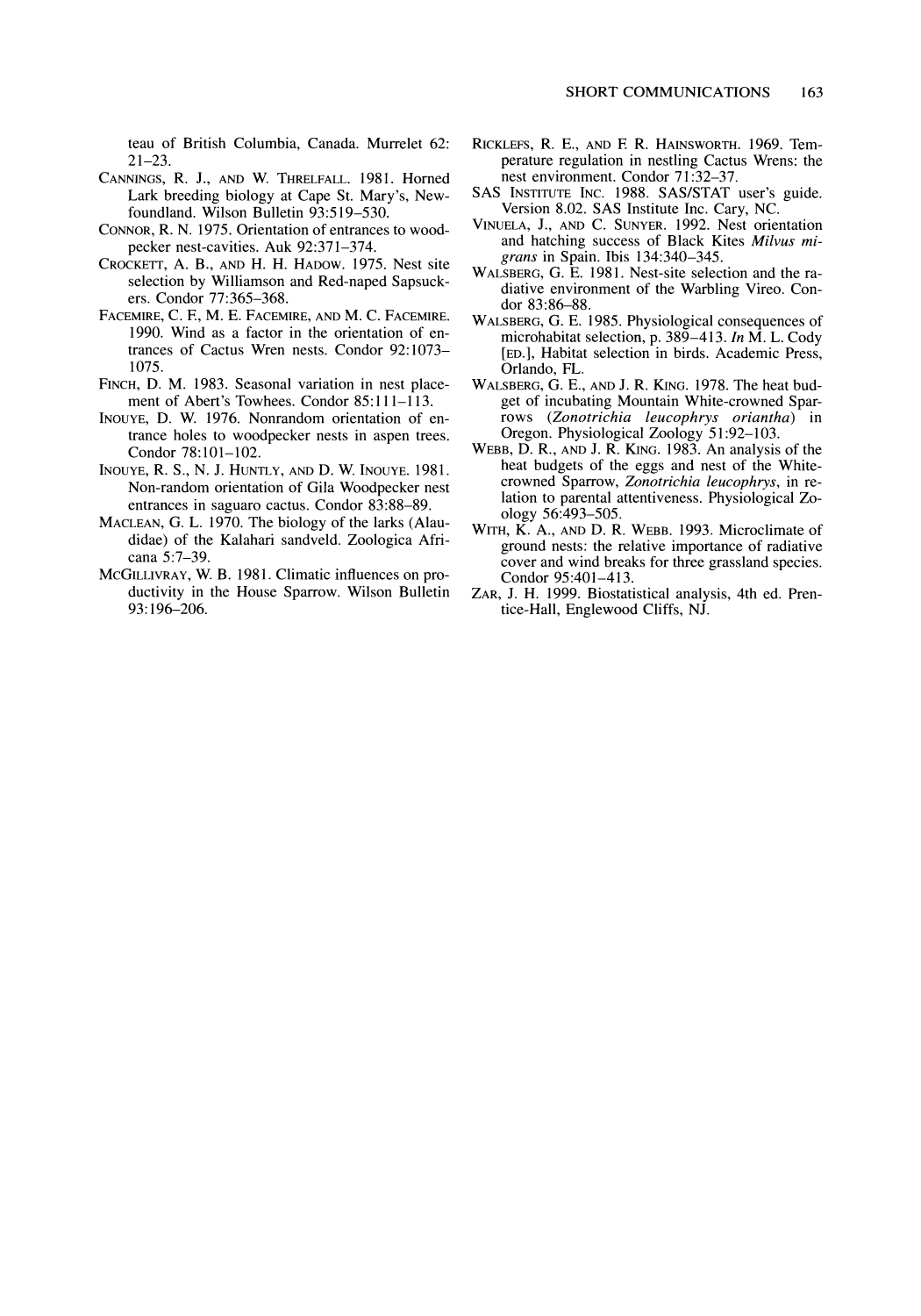teau of British Columbia, Canada. Murrelet 62: 21–23.

CANNINGS, R. J., AND W. THRELFALL. 1981. Horned Lark breeding biology at Cape St. Mary's, Newfoundland. Wilson Bulletin 93:519–530.

CONNOR, R. N. 1975. Orientation of entrances to woodpecker nest-cavities. Auk 92:371–374.

CROCKETT, A. B., AND H. H. HADOW. 1975. Nest site selection by Williamson and Red-naped Sapsuckers. Condor 77:365–368.

FACEMIRE, C. F., M. E. FACEMIRE, AND M. C. FACEMIRE. 1990. Wind as a factor in the orientation of entrances of Cactus Wren nests. Condor 92:1073–1075.

FINCH, D. M. 1983. Seasonal variation in nest placement of Abert's Towhees. Condor 85:111–113.

INOUYE, D. W. 1976. Nonrandom orientation of entrance holes to woodpecker nests in aspen trees. Condor 78:101–102.

INOUYE, R. S., N. J. HUNTLY, AND D. W. INOUYE. 1981. Non-random orientation of Gila Woodpecker nest entrances in saguaro cactus. Condor 83:88–89.

MACLEAN, G. L. 1970. The biology of the larks (Alaudidae) of the Kalahari sandveld. Zoologica Africana 5:7–39.

MCGILLIVRAY, W. B. 1981. Climatic influences on productivity in the House Sparrow. Wilson Bulletin 93:196–206.

RICKLEFS, R. E., AND F. R. HAINSWORTH. 1969. Temperature regulation in nestling Cactus Wrens: the nest environment. Condor 71:32–37.

SAS INSTITUTE INC. 1988. SAS/STAT user's guide. Version 8.02. SAS Institute Inc. Cary, NC.

VINUELA, J., AND C. SUNYER. 1992. Nest orientation and hatching success of Black Kites *Milvus migrans* in Spain. Ibis 134:340–345.

WALSBERG, G. E. 1981. Nest-site selection and the radiative environment of the Warbling Vireo. Condor 83:86–88.

WALSBERG, G. E. 1985. Physiological consequences of microhabitat selection, p. 389–413. *In* M. L. Cody [ED.], Habitat selection in birds. Academic Press, Orlando, FL.

WALSBERG, G. E., AND J. R. KING. 1978. The heat budget of incubating Mountain White-crowned Sparrows (*Zonotrichia leucophrys oriantha*) in Oregon. Physiological Zoology 51:92–103.

WEBB, D. R., AND J. R. KING. 1983. An analysis of the heat budgets of the eggs and nest of the White-crowned Sparrow, *Zonotrichia leucophrys*, in relation to parental attentiveness. Physiological Zoology 56:493–505.

WITH, K. A., AND D. R. WEBB. 1993. Microclimate of ground nests: the relative importance of radiative cover and wind breaks for three grassland species. Condor 95:401–413.

ZAR, J. H. 1999. Biostatistical analysis, 4th ed. Prentice-Hall, Englewood Cliffs, NJ.